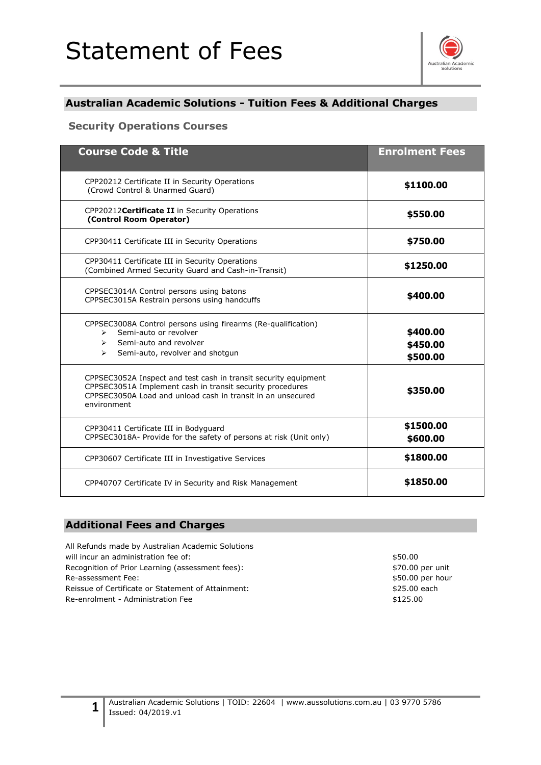# Statement of Fees

## Australian Academic Solutions - Tuition Fees & Additional Charges

### Security Operations Courses

| Course Code & Title | Enrolment Fees |
|---|---|
| CPP20212 Certificate II in Security Operations (Crowd Control & Unarmed Guard) | **$1100.00** |
| CPP20212**Certificate II** in Security Operations **(Control Room Operator)** | **$550.00** |
| CPP30411 Certificate III in Security Operations | **$750.00** |
| CPP30411 Certificate III in Security Operations (Combined Armed Security Guard and Cash-in-Transit) | **$1250.00** |
| CPPSEC3014A Control persons using batons<br>CPPSEC3015A Restrain persons using handcuffs | **$400.00** |
| CPPSEC3008A Control persons using firearms (Re-qualification)<br>➢ Semi-auto or revolver<br>➢ Semi-auto and revolver<br>➢ Semi-auto, revolver and shotgun | **$400.00**<br>**$450.00**<br>**$500.00** |
| CPPSEC3052A Inspect and test cash in transit security equipment<br>CPPSEC3051A Implement cash in transit security procedures<br>CPPSEC3050A Load and unload cash in transit in an unsecured environment | **$350.00** |
| CPP30411 Certificate III in Bodyguard<br>CPPSEC3018A- Provide for the safety of persons at risk (Unit only) | **$1500.00**<br>**$600.00** |
| CPP30607 Certificate III in Investigative Services | **$1800.00** |
| CPP40707 Certificate IV in Security and Risk Management | **$1850.00** |

## Additional Fees and Charges

| | |
|---|---|
| All Refunds made by Australian Academic Solutions will incur an administration fee of: | $50.00 |
| Recognition of Prior Learning (assessment fees): | $70.00 per unit |
| Re-assessment Fee: | $50.00 per hour |
| Reissue of Certificate or Statement of Attainment: | $25.00 each |
| Re-enrolment - Administration Fee | $125.00 |

Australian Academic Solutions | TOID: 22604 | www.aussolutions.com.au | 03 9770 5786
Issued: 04/2019.v1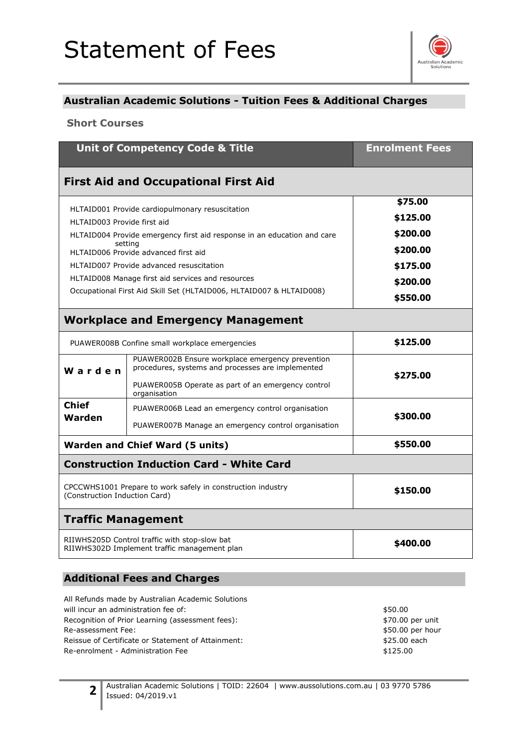# Statement of Fees

## Australian Academic Solutions - Tuition Fees & Additional Charges

### Short Courses

| Unit of Competency Code & Title | | Enrolment Fees |
|---|---|---|
| **First Aid and Occupational First Aid** | | |
| HLTAID001 Provide cardiopulmonary resuscitation | | **$75.00** |
| HLTAID003 Provide first aid | | **$125.00** |
| HLTAID004 Provide emergency first aid response in an education and care setting | | **$200.00** |
| HLTAID006 Provide advanced first aid | | **$200.00** |
| HLTAID007 Provide advanced resuscitation | | **$175.00** |
| HLTAID008 Manage first aid services and resources | | **$200.00** |
| Occupational First Aid Skill Set (HLTAID006, HLTAID007 & HLTAID008) | | **$550.00** |
| **Workplace and Emergency Management** | | |
| PUAWER008B Confine small workplace emergencies | | **$125.00** |
| **Warden** | PUAWER002B Ensure workplace emergency prevention procedures, systems and processes are implemented<br>PUAWER005B Operate as part of an emergency control organisation | **$275.00** |
| **Chief Warden** | PUAWER006B Lead an emergency control organisation<br>PUAWER007B Manage an emergency control organisation | **$300.00** |
| **Warden and Chief Ward (5 units)** | | **$550.00** |
| **Construction Induction Card - White Card** | | |
| CPCCWHS1001 Prepare to work safely in construction industry (Construction Induction Card) | | **$150.00** |
| **Traffic Management** | | |
| RIIWHS205D Control traffic with stop-slow bat<br>RIIWHS302D Implement traffic management plan | | **$400.00** |

## Additional Fees and Charges

| | |
|---|---|
| All Refunds made by Australian Academic Solutions will incur an administration fee of: | $50.00 |
| Recognition of Prior Learning (assessment fees): | $70.00 per unit |
| Re-assessment Fee: | $50.00 per hour |
| Reissue of Certificate or Statement of Attainment: | $25.00 each |
| Re-enrolment - Administration Fee | $125.00 |

Australian Academic Solutions | TOID: 22604 | www.aussolutions.com.au | 03 9770 5786
Issued: 04/2019.v1